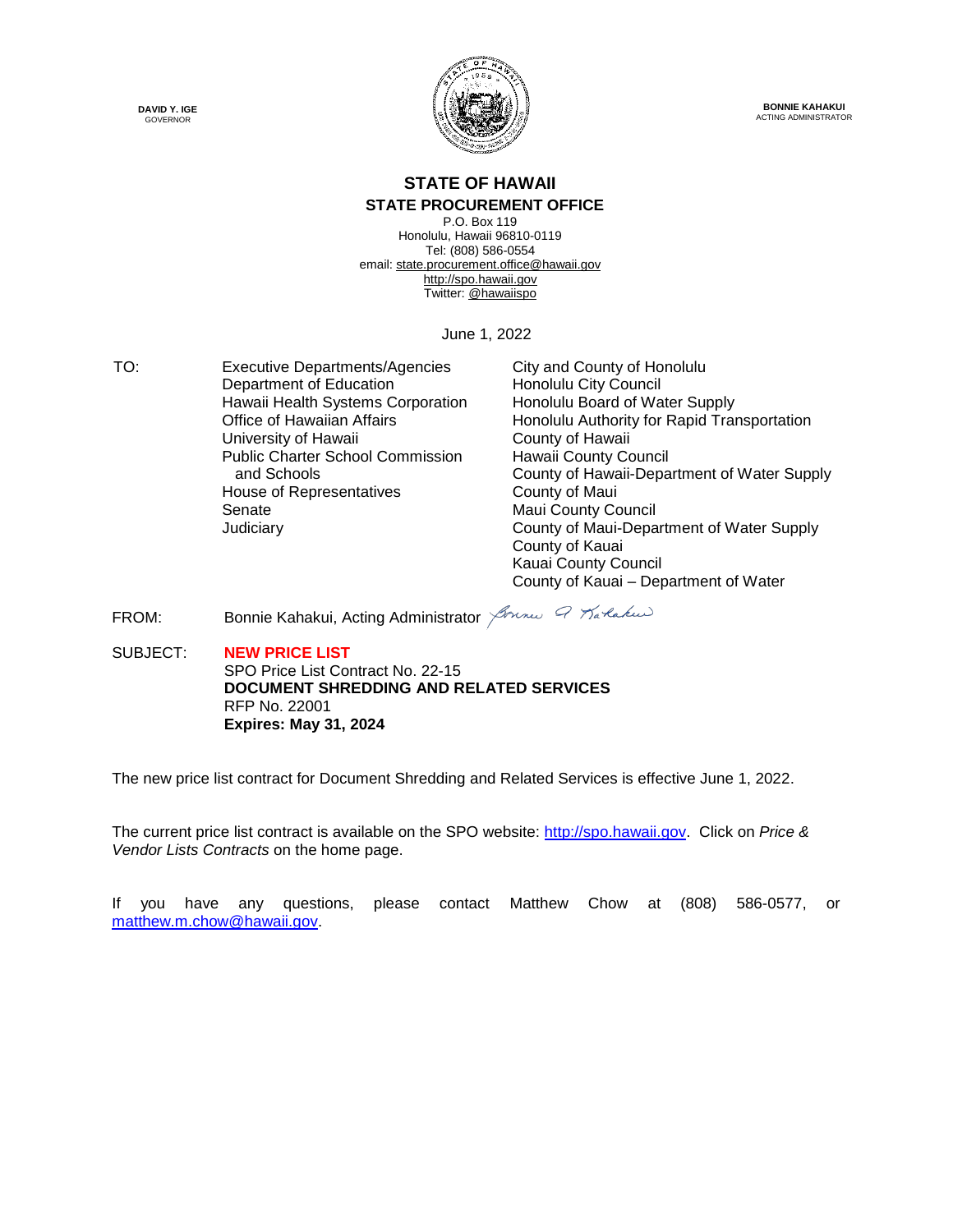DAVID Y. IGE
GOVERNOR

BONNIE KAHAKUI
ACTING ADMINISTRATOR

# STATE OF HAWAII

## STATE PROCUREMENT OFFICE

P.O. Box 119
Honolulu, Hawaii 96810-0119
Tel: (808) 586-0554
email: state.procurement.office@hawaii.gov
http://spo.hawaii.gov
Twitter: @hawaiispo

June 1, 2022

TO:

| | |
|---|---|
| Executive Departments/Agencies | City and County of Honolulu |
| Department of Education | Honolulu City Council |
| Hawaii Health Systems Corporation | Honolulu Board of Water Supply |
| Office of Hawaiian Affairs | Honolulu Authority for Rapid Transportation |
| University of Hawaii | County of Hawaii |
| Public Charter School Commission and Schools | Hawaii County Council |
| House of Representatives | County of Hawaii-Department of Water Supply |
| Senate | County of Maui |
| Judiciary | Maui County Council |
| | County of Maui-Department of Water Supply |
| | County of Kauai |
| | Kauai County Council |
| | County of Kauai – Department of Water |

FROM: Bonnie Kahakui, Acting Administrator

SUBJECT: **NEW PRICE LIST**
SPO Price List Contract No. 22-15
**DOCUMENT SHREDDING AND RELATED SERVICES**
RFP No. 22001
**Expires: May 31, 2024**

The new price list contract for Document Shredding and Related Services is effective June 1, 2022.

The current price list contract is available on the SPO website: http://spo.hawaii.gov. Click on *Price & Vendor Lists Contracts* on the home page.

If you have any questions, please contact Matthew Chow at (808) 586-0577, or matthew.m.chow@hawaii.gov.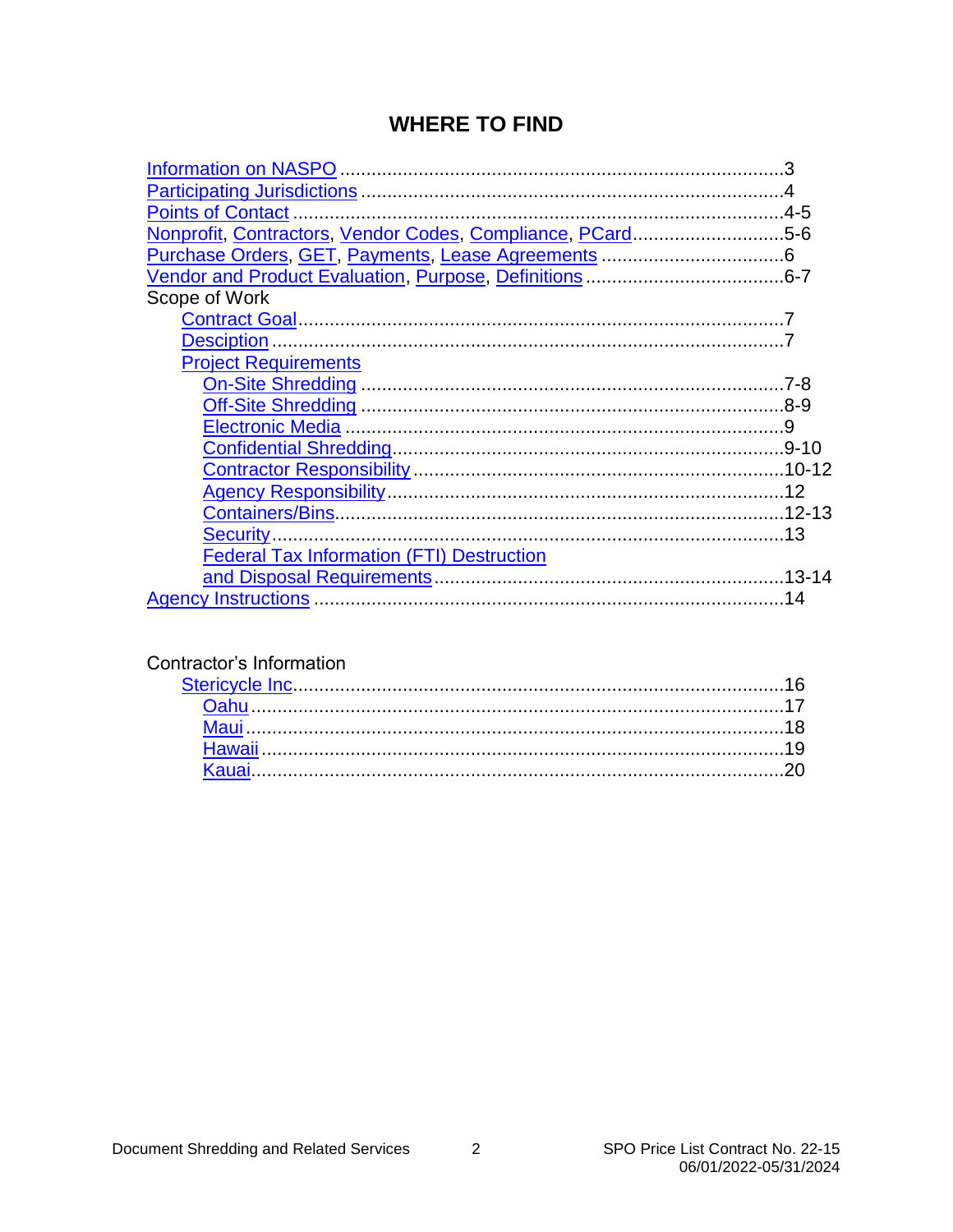# WHERE TO FIND

- Information on NASPO ..................................................3
- Participating Jurisdictions ..................................................4
- Points of Contact ..................................................4-5
- Nonprofit, Contractors, Vendor Codes, Compliance, PCard ..................................................5-6
- Purchase Orders, GET, Payments, Lease Agreements ..................................................6
- Vendor and Product Evaluation, Purpose, Definitions ..................................................6-7
- Scope of Work
  - Contract Goal ..................................................7
  - Desciption ..................................................7
  - Project Requirements
    - On-Site Shredding ..................................................7-8
    - Off-Site Shredding ..................................................8-9
    - Electronic Media ..................................................9
    - Confidential Shredding ..................................................9-10
    - Contractor Responsibility ..................................................10-12
    - Agency Responsibility ..................................................12
    - Containers/Bins ..................................................12-13
    - Security ..................................................13
    - Federal Tax Information (FTI) Destruction and Disposal Requirements ..................................................13-14
- Agency Instructions ..................................................14

Contractor's Information

- Stericycle Inc ..................................................16
  - Oahu ..................................................17
  - Maui ..................................................18
  - Hawaii ..................................................19
  - Kauai ..................................................20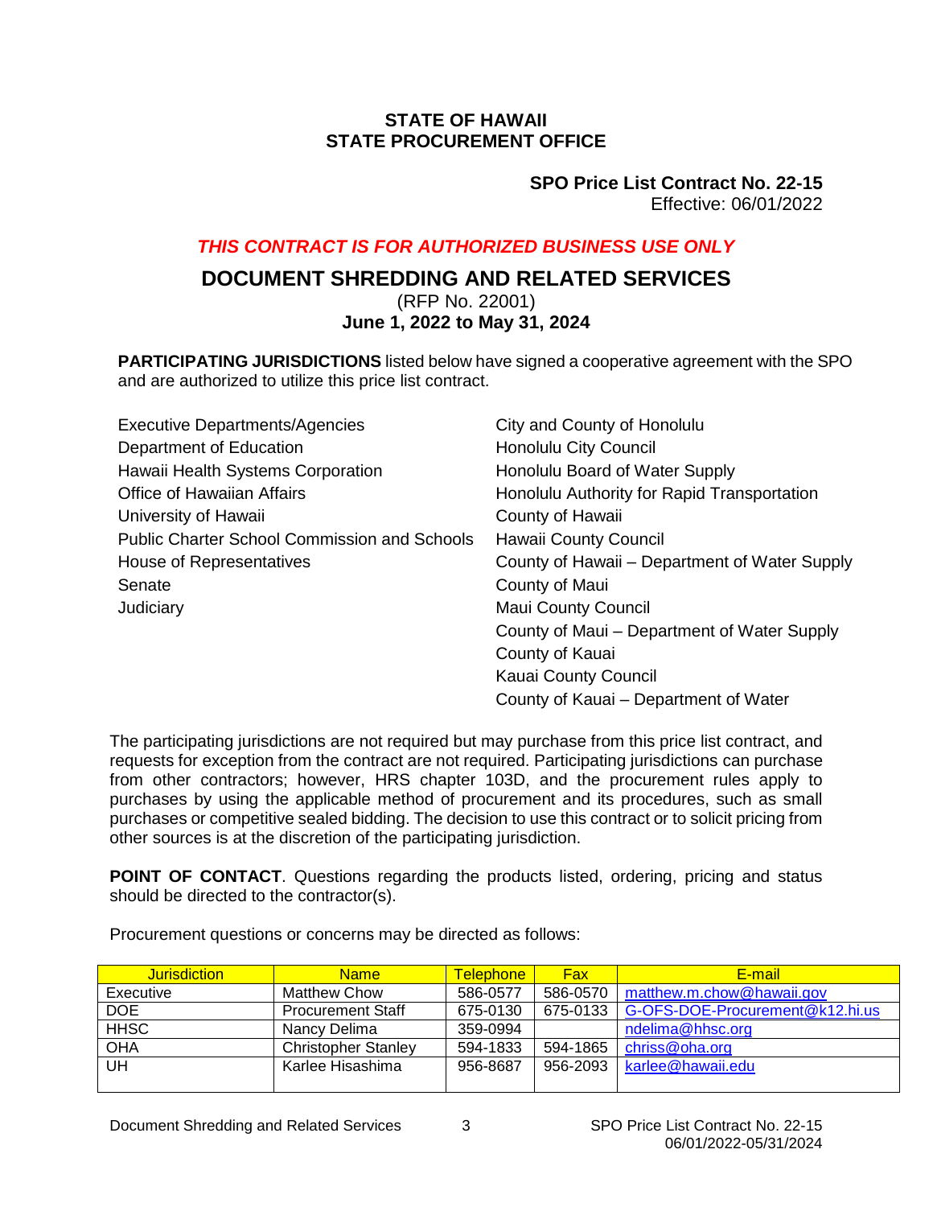**STATE OF HAWAII**
**STATE PROCUREMENT OFFICE**

**SPO Price List Contract No. 22-15**
Effective: 06/01/2022

***THIS CONTRACT IS FOR AUTHORIZED BUSINESS USE ONLY***

# DOCUMENT SHREDDING AND RELATED SERVICES

(RFP No. 22001)
**June 1, 2022 to May 31, 2024**

**PARTICIPATING JURISDICTIONS** listed below have signed a cooperative agreement with the SPO and are authorized to utilize this price list contract.

Executive Departments/Agencies
Department of Education
Hawaii Health Systems Corporation
Office of Hawaiian Affairs
University of Hawaii
Public Charter School Commission and Schools
House of Representatives
Senate
Judiciary
City and County of Honolulu
Honolulu City Council
Honolulu Board of Water Supply
Honolulu Authority for Rapid Transportation
County of Hawaii
Hawaii County Council
County of Hawaii – Department of Water Supply
County of Maui
Maui County Council
County of Maui – Department of Water Supply
County of Kauai
Kauai County Council
County of Kauai – Department of Water

The participating jurisdictions are not required but may purchase from this price list contract, and requests for exception from the contract are not required. Participating jurisdictions can purchase from other contractors; however, HRS chapter 103D, and the procurement rules apply to purchases by using the applicable method of procurement and its procedures, such as small purchases or competitive sealed bidding. The decision to use this contract or to solicit pricing from other sources is at the discretion of the participating jurisdiction.

**POINT OF CONTACT**. Questions regarding the products listed, ordering, pricing and status should be directed to the contractor(s).

Procurement questions or concerns may be directed as follows:

| Jurisdiction | Name | Telephone | Fax | E-mail |
|---|---|---|---|---|
| Executive | Matthew Chow | 586-0577 | 586-0570 | matthew.m.chow@hawaii.gov |
| DOE | Procurement Staff | 675-0130 | 675-0133 | G-OFS-DOE-Procurement@k12.hi.us |
| HHSC | Nancy Delima | 359-0994 | | ndelima@hhsc.org |
| OHA | Christopher Stanley | 594-1833 | 594-1865 | chriss@oha.org |
| UH | Karlee Hisashima | 956-8687 | 956-2093 | karlee@hawaii.edu |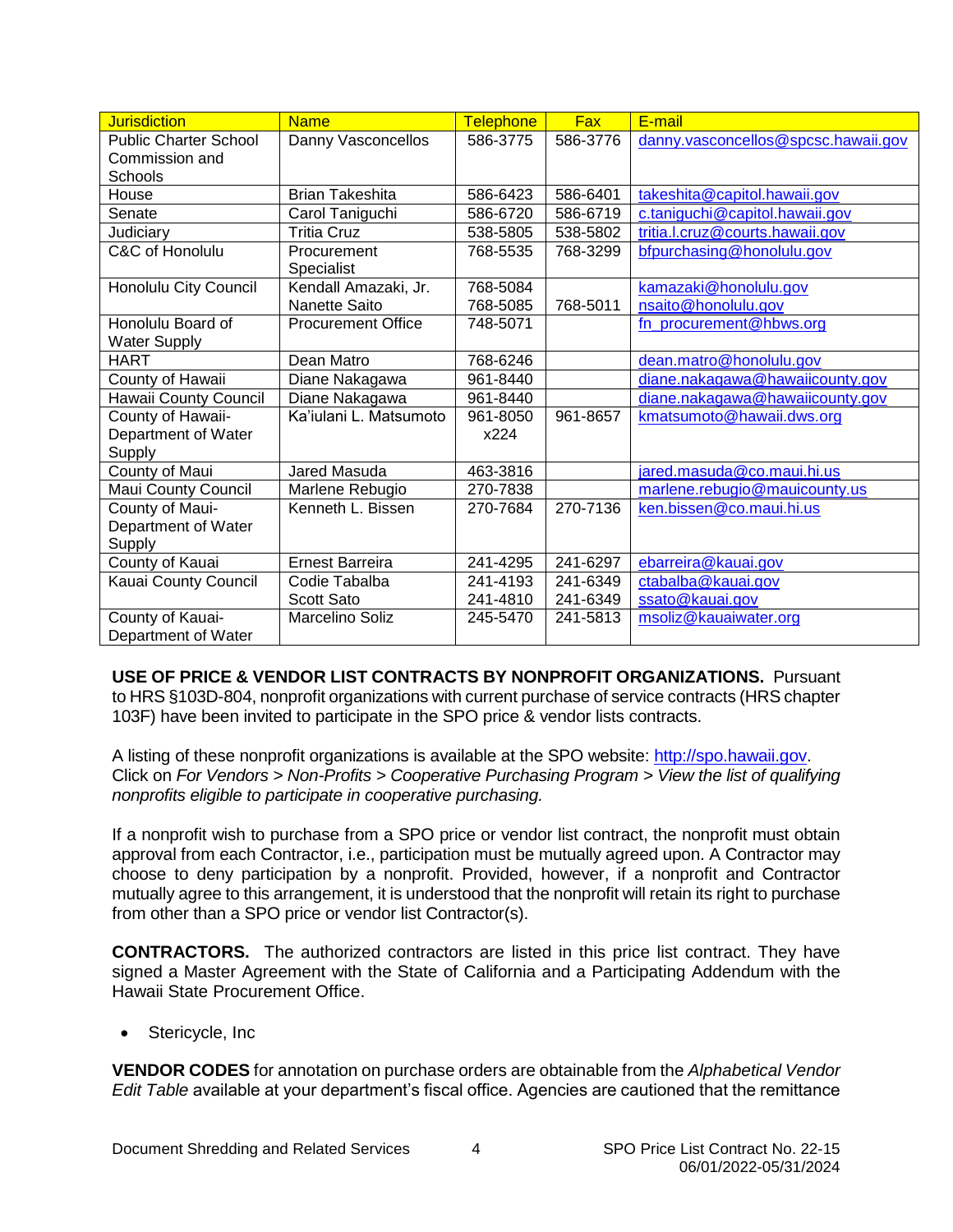| Jurisdiction | Name | Telephone | Fax | E-mail |
|---|---|---|---|---|
| Public Charter School Commission and Schools | Danny Vasconcellos | 586-3775 | 586-3776 | danny.vasconcellos@spcsc.hawaii.gov |
| House | Brian Takeshita | 586-6423 | 586-6401 | takeshita@capitol.hawaii.gov |
| Senate | Carol Taniguchi | 586-6720 | 586-6719 | c.taniguchi@capitol.hawaii.gov |
| Judiciary | Tritia Cruz | 538-5805 | 538-5802 | tritia.l.cruz@courts.hawaii.gov |
| C&C of Honolulu | Procurement Specialist | 768-5535 | 768-3299 | bfpurchasing@honolulu.gov |
| Honolulu City Council | Kendall Amazaki, Jr.<br>Nanette Saito | 768-5084<br>768-5085 | 768-5011 | kamazaki@honolulu.gov<br>nsaito@honolulu.gov |
| Honolulu Board of Water Supply | Procurement Office | 748-5071 | | fn_procurement@hbws.org |
| HART | Dean Matro | 768-6246 | | dean.matro@honolulu.gov |
| County of Hawaii | Diane Nakagawa | 961-8440 | | diane.nakagawa@hawaiicounty.gov |
| Hawaii County Council | Diane Nakagawa | 961-8440 | | diane.nakagawa@hawaiicounty.gov |
| County of Hawaii-Department of Water Supply | Ka'iulani L. Matsumoto | 961-8050 x224 | 961-8657 | kmatsumoto@hawaii.dws.org |
| County of Maui | Jared Masuda | 463-3816 | | jared.masuda@co.maui.hi.us |
| Maui County Council | Marlene Rebugio | 270-7838 | | marlene.rebugio@mauicounty.us |
| County of Maui-Department of Water Supply | Kenneth L. Bissen | 270-7684 | 270-7136 | ken.bissen@co.maui.hi.us |
| County of Kauai | Ernest Barreira | 241-4295 | 241-6297 | ebarreira@kauai.gov |
| Kauai County Council | Codie Tabalba<br>Scott Sato | 241-4193<br>241-4810 | 241-6349<br>241-6349 | ctabalba@kauai.gov<br>ssato@kauai.gov |
| County of Kauai-Department of Water | Marcelino Soliz | 245-5470 | 241-5813 | msoliz@kauaiwater.org |

**USE OF PRICE & VENDOR LIST CONTRACTS BY NONPROFIT ORGANIZATIONS.** Pursuant to HRS §103D-804, nonprofit organizations with current purchase of service contracts (HRS chapter 103F) have been invited to participate in the SPO price & vendor lists contracts.

A listing of these nonprofit organizations is available at the SPO website: http://spo.hawaii.gov. Click on *For Vendors > Non-Profits > Cooperative Purchasing Program > View the list of qualifying nonprofits eligible to participate in cooperative purchasing.*

If a nonprofit wish to purchase from a SPO price or vendor list contract, the nonprofit must obtain approval from each Contractor, i.e., participation must be mutually agreed upon. A Contractor may choose to deny participation by a nonprofit. Provided, however, if a nonprofit and Contractor mutually agree to this arrangement, it is understood that the nonprofit will retain its right to purchase from other than a SPO price or vendor list Contractor(s).

**CONTRACTORS.** The authorized contractors are listed in this price list contract. They have signed a Master Agreement with the State of California and a Participating Addendum with the Hawaii State Procurement Office.

- Stericycle, Inc

**VENDOR CODES** for annotation on purchase orders are obtainable from the *Alphabetical Vendor Edit Table* available at your department's fiscal office. Agencies are cautioned that the remittance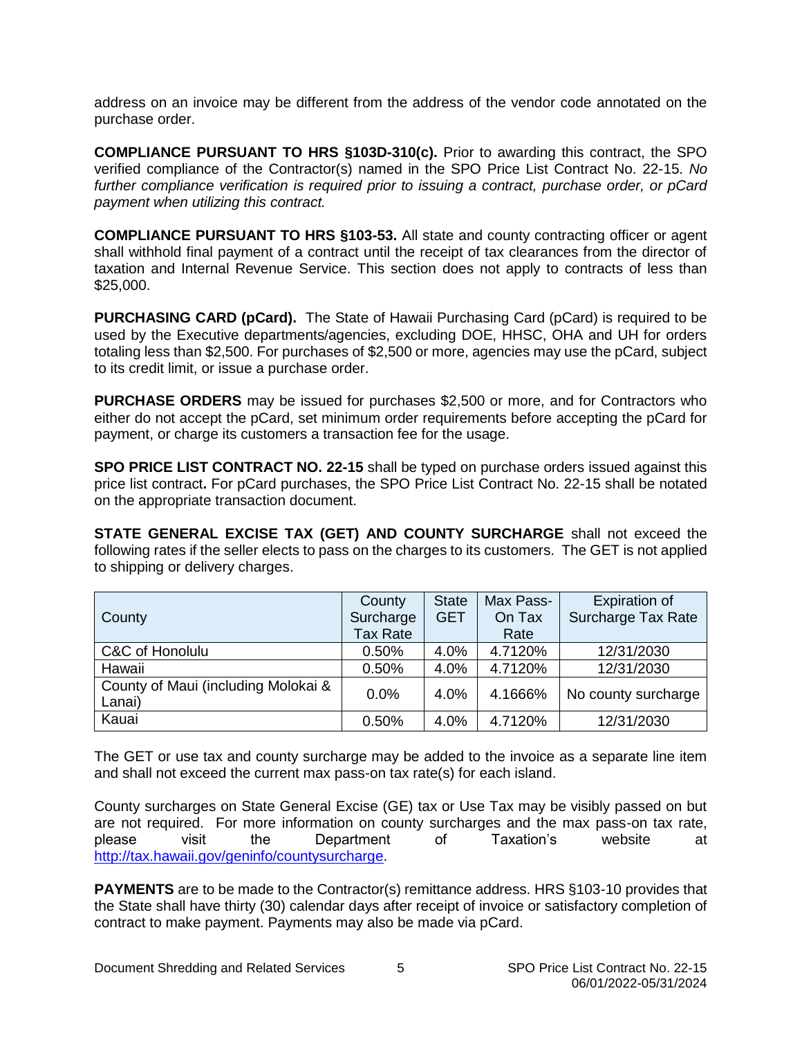address on an invoice may be different from the address of the vendor code annotated on the purchase order.

**COMPLIANCE PURSUANT TO HRS §103D-310(c).** Prior to awarding this contract, the SPO verified compliance of the Contractor(s) named in the SPO Price List Contract No. 22-15. *No further compliance verification is required prior to issuing a contract, purchase order, or pCard payment when utilizing this contract.*

**COMPLIANCE PURSUANT TO HRS §103-53.** All state and county contracting officer or agent shall withhold final payment of a contract until the receipt of tax clearances from the director of taxation and Internal Revenue Service. This section does not apply to contracts of less than $25,000.

**PURCHASING CARD (pCard).** The State of Hawaii Purchasing Card (pCard) is required to be used by the Executive departments/agencies, excluding DOE, HHSC, OHA and UH for orders totaling less than $2,500. For purchases of $2,500 or more, agencies may use the pCard, subject to its credit limit, or issue a purchase order.

**PURCHASE ORDERS** may be issued for purchases $2,500 or more, and for Contractors who either do not accept the pCard, set minimum order requirements before accepting the pCard for payment, or charge its customers a transaction fee for the usage.

**SPO PRICE LIST CONTRACT NO. 22-15** shall be typed on purchase orders issued against this price list contract**.** For pCard purchases, the SPO Price List Contract No. 22-15 shall be notated on the appropriate transaction document.

**STATE GENERAL EXCISE TAX (GET) AND COUNTY SURCHARGE** shall not exceed the following rates if the seller elects to pass on the charges to its customers. The GET is not applied to shipping or delivery charges.

| County | County Surcharge Tax Rate | State GET | Max Pass-On Tax Rate | Expiration of Surcharge Tax Rate |
|---|---|---|---|---|
| C&C of Honolulu | 0.50% | 4.0% | 4.7120% | 12/31/2030 |
| Hawaii | 0.50% | 4.0% | 4.7120% | 12/31/2030 |
| County of Maui (including Molokai & Lanai) | 0.0% | 4.0% | 4.1666% | No county surcharge |
| Kauai | 0.50% | 4.0% | 4.7120% | 12/31/2030 |

The GET or use tax and county surcharge may be added to the invoice as a separate line item and shall not exceed the current max pass-on tax rate(s) for each island.

County surcharges on State General Excise (GE) tax or Use Tax may be visibly passed on but are not required. For more information on county surcharges and the max pass-on tax rate, please visit the Department of Taxation's website at http://tax.hawaii.gov/geninfo/countysurcharge.

**PAYMENTS** are to be made to the Contractor(s) remittance address. HRS §103-10 provides that the State shall have thirty (30) calendar days after receipt of invoice or satisfactory completion of contract to make payment. Payments may also be made via pCard.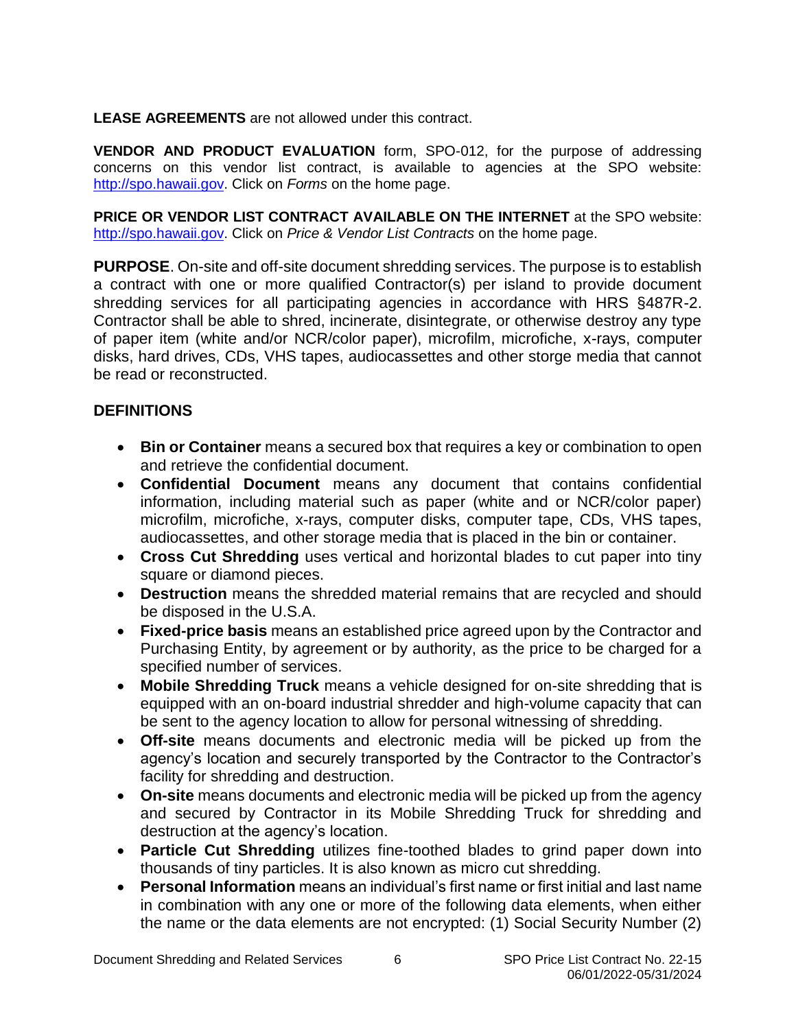**LEASE AGREEMENTS** are not allowed under this contract.

**VENDOR AND PRODUCT EVALUATION** form, SPO-012, for the purpose of addressing concerns on this vendor list contract, is available to agencies at the SPO website: http://spo.hawaii.gov. Click on *Forms* on the home page.

**PRICE OR VENDOR LIST CONTRACT AVAILABLE ON THE INTERNET** at the SPO website: http://spo.hawaii.gov. Click on *Price & Vendor List Contracts* on the home page.

**PURPOSE**. On-site and off-site document shredding services. The purpose is to establish a contract with one or more qualified Contractor(s) per island to provide document shredding services for all participating agencies in accordance with HRS §487R-2. Contractor shall be able to shred, incinerate, disintegrate, or otherwise destroy any type of paper item (white and/or NCR/color paper), microfilm, microfiche, x-rays, computer disks, hard drives, CDs, VHS tapes, audiocassettes and other storge media that cannot be read or reconstructed.

**DEFINITIONS**

- **Bin or Container** means a secured box that requires a key or combination to open and retrieve the confidential document.
- **Confidential Document** means any document that contains confidential information, including material such as paper (white and or NCR/color paper) microfilm, microfiche, x-rays, computer disks, computer tape, CDs, VHS tapes, audiocassettes, and other storage media that is placed in the bin or container.
- **Cross Cut Shredding** uses vertical and horizontal blades to cut paper into tiny square or diamond pieces.
- **Destruction** means the shredded material remains that are recycled and should be disposed in the U.S.A.
- **Fixed-price basis** means an established price agreed upon by the Contractor and Purchasing Entity, by agreement or by authority, as the price to be charged for a specified number of services.
- **Mobile Shredding Truck** means a vehicle designed for on-site shredding that is equipped with an on-board industrial shredder and high-volume capacity that can be sent to the agency location to allow for personal witnessing of shredding.
- **Off-site** means documents and electronic media will be picked up from the agency's location and securely transported by the Contractor to the Contractor's facility for shredding and destruction.
- **On-site** means documents and electronic media will be picked up from the agency and secured by Contractor in its Mobile Shredding Truck for shredding and destruction at the agency's location.
- **Particle Cut Shredding** utilizes fine-toothed blades to grind paper down into thousands of tiny particles. It is also known as micro cut shredding.
- **Personal Information** means an individual's first name or first initial and last name in combination with any one or more of the following data elements, when either the name or the data elements are not encrypted: (1) Social Security Number (2)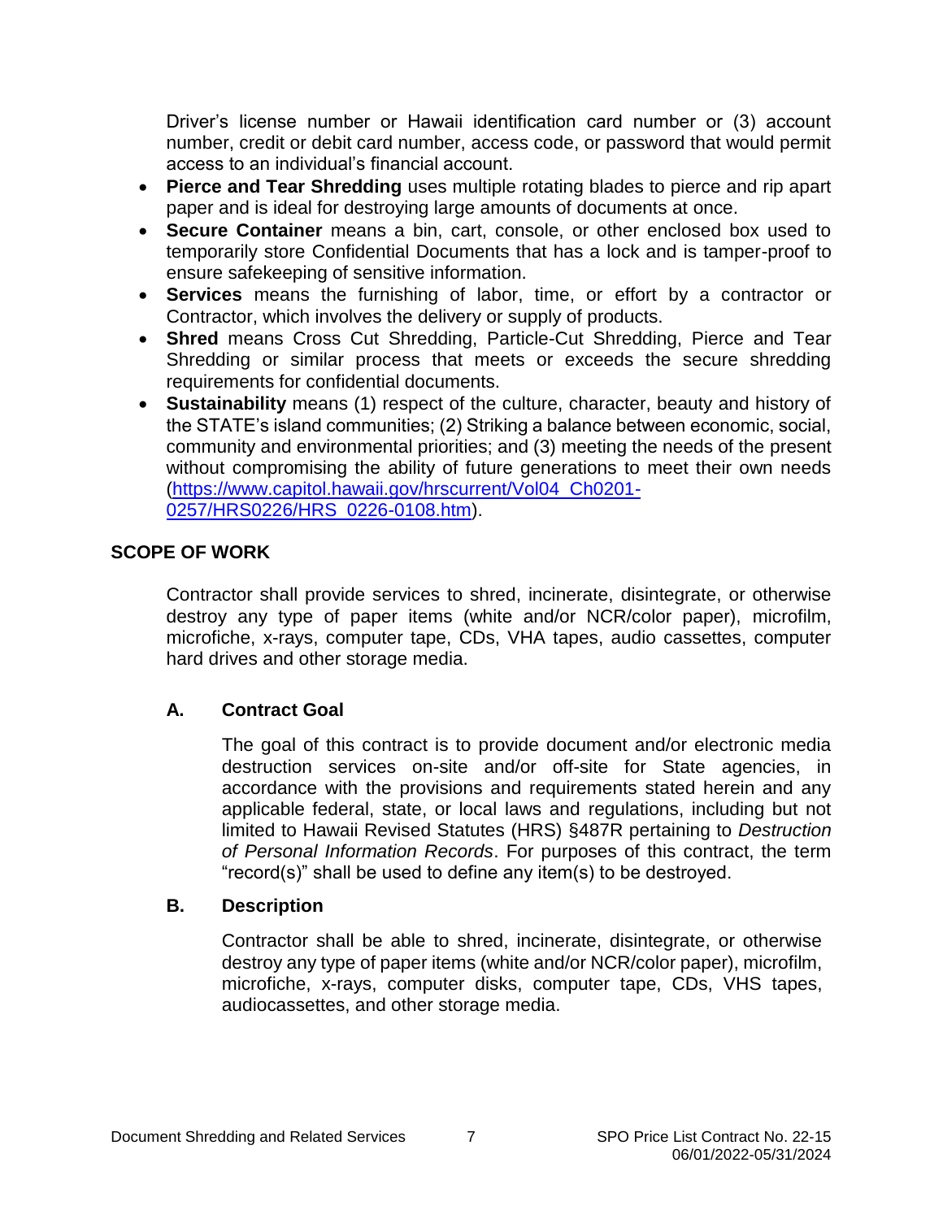Driver's license number or Hawaii identification card number or (3) account number, credit or debit card number, access code, or password that would permit access to an individual's financial account.

- **Pierce and Tear Shredding** uses multiple rotating blades to pierce and rip apart paper and is ideal for destroying large amounts of documents at once.
- **Secure Container** means a bin, cart, console, or other enclosed box used to temporarily store Confidential Documents that has a lock and is tamper-proof to ensure safekeeping of sensitive information.
- **Services** means the furnishing of labor, time, or effort by a contractor or Contractor, which involves the delivery or supply of products.
- **Shred** means Cross Cut Shredding, Particle-Cut Shredding, Pierce and Tear Shredding or similar process that meets or exceeds the secure shredding requirements for confidential documents.
- **Sustainability** means (1) respect of the culture, character, beauty and history of the STATE's island communities; (2) Striking a balance between economic, social, community and environmental priorities; and (3) meeting the needs of the present without compromising the ability of future generations to meet their own needs (https://www.capitol.hawaii.gov/hrscurrent/Vol04_Ch0201-0257/HRS0226/HRS_0226-0108.htm).

## SCOPE OF WORK

Contractor shall provide services to shred, incinerate, disintegrate, or otherwise destroy any type of paper items (white and/or NCR/color paper), microfilm, microfiche, x-rays, computer tape, CDs, VHA tapes, audio cassettes, computer hard drives and other storage media.

### A. Contract Goal

The goal of this contract is to provide document and/or electronic media destruction services on-site and/or off-site for State agencies, in accordance with the provisions and requirements stated herein and any applicable federal, state, or local laws and regulations, including but not limited to Hawaii Revised Statutes (HRS) §487R pertaining to *Destruction of Personal Information Records*. For purposes of this contract, the term "record(s)" shall be used to define any item(s) to be destroyed.

### B. Description

Contractor shall be able to shred, incinerate, disintegrate, or otherwise destroy any type of paper items (white and/or NCR/color paper), microfilm, microfiche, x-rays, computer disks, computer tape, CDs, VHS tapes, audiocassettes, and other storage media.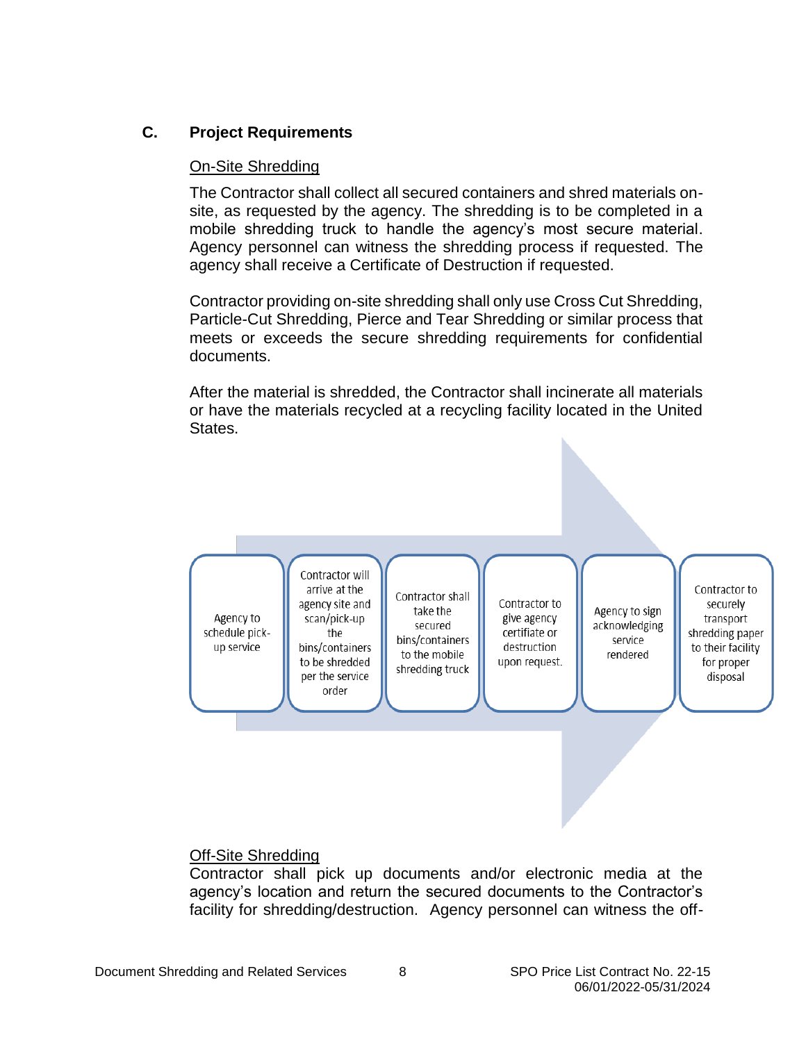## C. Project Requirements

On-Site Shredding

The Contractor shall collect all secured containers and shred materials on-site, as requested by the agency. The shredding is to be completed in a mobile shredding truck to handle the agency's most secure material. Agency personnel can witness the shredding process if requested. The agency shall receive a Certificate of Destruction if requested.

Contractor providing on-site shredding shall only use Cross Cut Shredding, Particle-Cut Shredding, Pierce and Tear Shredding or similar process that meets or exceeds the secure shredding requirements for confidential documents.

After the material is shredded, the Contractor shall incinerate all materials or have the materials recycled at a recycling facility located in the United States.

1. Agency to schedule pick-up service
2. Contractor will arrive at the agency site and scan/pick-up the bins/containers to be shredded per the service order
3. Contractor shall take the secured bins/containers to the mobile shredding truck
4. Contractor to give agency certifiate or destruction upon request.
5. Agency to sign acknowledging service rendered
6. Contractor to securely transport shredding paper to their facility for proper disposal

Off-Site Shredding

Contractor shall pick up documents and/or electronic media at the agency's location and return the secured documents to the Contractor's facility for shredding/destruction. Agency personnel can witness the off-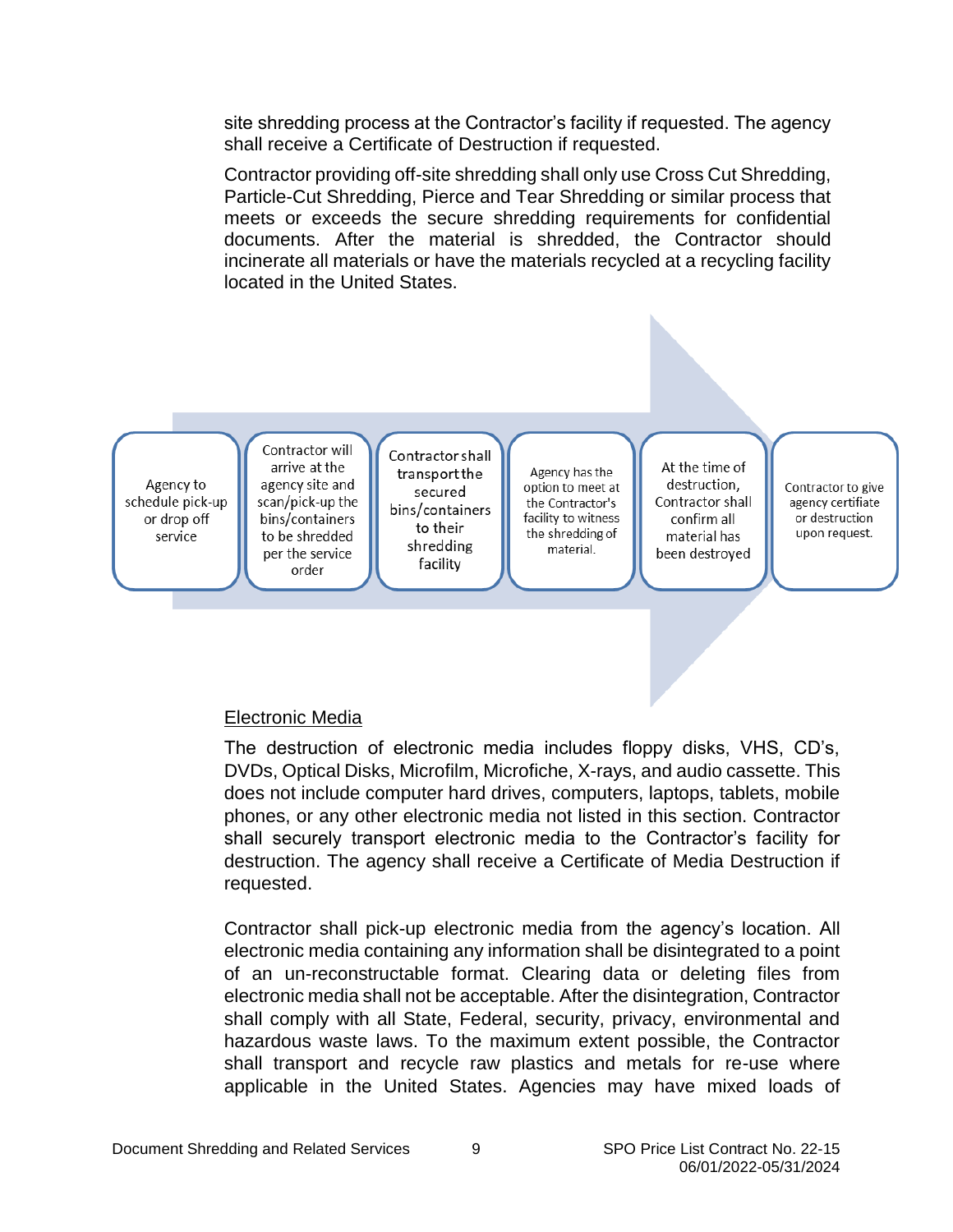site shredding process at the Contractor's facility if requested. The agency shall receive a Certificate of Destruction if requested.

Contractor providing off-site shredding shall only use Cross Cut Shredding, Particle-Cut Shredding, Pierce and Tear Shredding or similar process that meets or exceeds the secure shredding requirements for confidential documents. After the material is shredded, the Contractor should incinerate all materials or have the materials recycled at a recycling facility located in the United States.

| Agency to schedule pick-up or drop off service | Contractor will arrive at the agency site and scan/pick-up the bins/containers to be shredded per the service order | Contractor shall transport the secured bins/containers to their shredding facility | Agency has the option to meet at the Contractor's facility to witness the shredding of material. | At the time of destruction, Contractor shall confirm all material has been destroyed | Contractor to give agency certifiate or destruction upon request. |
|---|---|---|---|---|---|

Electronic Media

The destruction of electronic media includes floppy disks, VHS, CD's, DVDs, Optical Disks, Microfilm, Microfiche, X-rays, and audio cassette. This does not include computer hard drives, computers, laptops, tablets, mobile phones, or any other electronic media not listed in this section. Contractor shall securely transport electronic media to the Contractor's facility for destruction. The agency shall receive a Certificate of Media Destruction if requested.

Contractor shall pick-up electronic media from the agency's location. All electronic media containing any information shall be disintegrated to a point of an un-reconstructable format. Clearing data or deleting files from electronic media shall not be acceptable. After the disintegration, Contractor shall comply with all State, Federal, security, privacy, environmental and hazardous waste laws. To the maximum extent possible, the Contractor shall transport and recycle raw plastics and metals for re-use where applicable in the United States. Agencies may have mixed loads of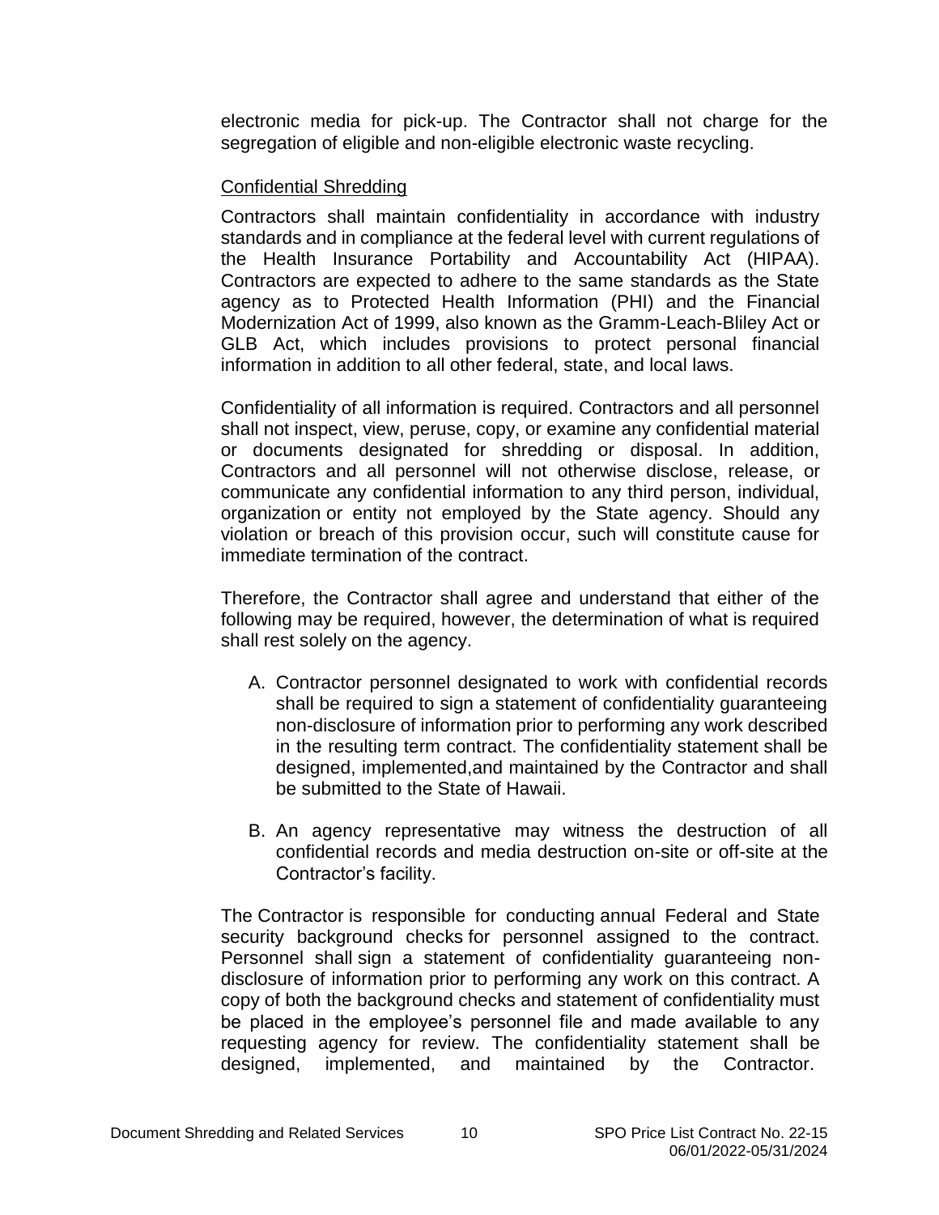electronic media for pick-up. The Contractor shall not charge for the segregation of eligible and non-eligible electronic waste recycling.

<u>Confidential Shredding</u>

Contractors shall maintain confidentiality in accordance with industry standards and in compliance at the federal level with current regulations of the Health Insurance Portability and Accountability Act (HIPAA). Contractors are expected to adhere to the same standards as the State agency as to Protected Health Information (PHI) and the Financial Modernization Act of 1999, also known as the Gramm-Leach-Bliley Act or GLB Act, which includes provisions to protect personal financial information in addition to all other federal, state, and local laws.

Confidentiality of all information is required. Contractors and all personnel shall not inspect, view, peruse, copy, or examine any confidential material or documents designated for shredding or disposal. In addition, Contractors and all personnel will not otherwise disclose, release, or communicate any confidential information to any third person, individual, organization or entity not employed by the State agency. Should any violation or breach of this provision occur, such will constitute cause for immediate termination of the contract.

Therefore, the Contractor shall agree and understand that either of the following may be required, however, the determination of what is required shall rest solely on the agency.

A. Contractor personnel designated to work with confidential records shall be required to sign a statement of confidentiality guaranteeing non-disclosure of information prior to performing any work described in the resulting term contract. The confidentiality statement shall be designed, implemented,and maintained by the Contractor and shall be submitted to the State of Hawaii.

B. An agency representative may witness the destruction of all confidential records and media destruction on-site or off-site at the Contractor's facility.

The Contractor is responsible for conducting annual Federal and State security background checks for personnel assigned to the contract. Personnel shall sign a statement of confidentiality guaranteeing non-disclosure of information prior to performing any work on this contract. A copy of both the background checks and statement of confidentiality must be placed in the employee's personnel file and made available to any requesting agency for review. The confidentiality statement shall be designed, implemented, and maintained by the Contractor.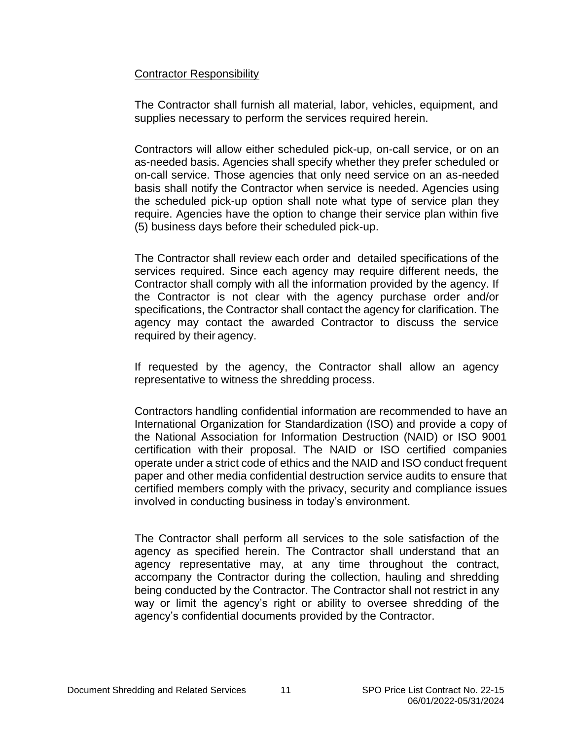Contractor Responsibility

The Contractor shall furnish all material, labor, vehicles, equipment, and supplies necessary to perform the services required herein.

Contractors will allow either scheduled pick-up, on-call service, or on an as-needed basis. Agencies shall specify whether they prefer scheduled or on-call service. Those agencies that only need service on an as-needed basis shall notify the Contractor when service is needed. Agencies using the scheduled pick-up option shall note what type of service plan they require. Agencies have the option to change their service plan within five (5) business days before their scheduled pick-up.

The Contractor shall review each order and detailed specifications of the services required. Since each agency may require different needs, the Contractor shall comply with all the information provided by the agency. If the Contractor is not clear with the agency purchase order and/or specifications, the Contractor shall contact the agency for clarification. The agency may contact the awarded Contractor to discuss the service required by their agency.

If requested by the agency, the Contractor shall allow an agency representative to witness the shredding process.

Contractors handling confidential information are recommended to have an International Organization for Standardization (ISO) and provide a copy of the National Association for Information Destruction (NAID) or ISO 9001 certification with their proposal. The NAID or ISO certified companies operate under a strict code of ethics and the NAID and ISO conduct frequent paper and other media confidential destruction service audits to ensure that certified members comply with the privacy, security and compliance issues involved in conducting business in today's environment.

The Contractor shall perform all services to the sole satisfaction of the agency as specified herein. The Contractor shall understand that an agency representative may, at any time throughout the contract, accompany the Contractor during the collection, hauling and shredding being conducted by the Contractor. The Contractor shall not restrict in any way or limit the agency's right or ability to oversee shredding of the agency's confidential documents provided by the Contractor.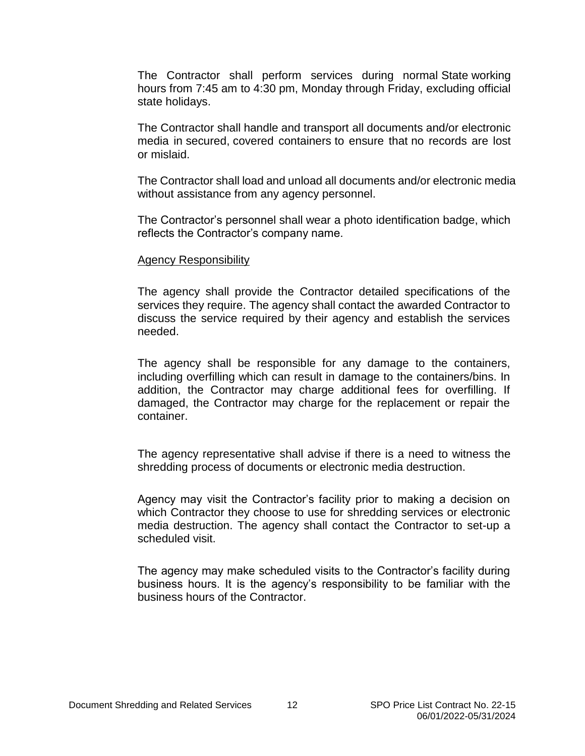The Contractor shall perform services during normal State working hours from 7:45 am to 4:30 pm, Monday through Friday, excluding official state holidays.

The Contractor shall handle and transport all documents and/or electronic media in secured, covered containers to ensure that no records are lost or mislaid.

The Contractor shall load and unload all documents and/or electronic media without assistance from any agency personnel.

The Contractor's personnel shall wear a photo identification badge, which reflects the Contractor's company name.

<u>Agency Responsibility</u>

The agency shall provide the Contractor detailed specifications of the services they require. The agency shall contact the awarded Contractor to discuss the service required by their agency and establish the services needed.

The agency shall be responsible for any damage to the containers, including overfilling which can result in damage to the containers/bins. In addition, the Contractor may charge additional fees for overfilling. If damaged, the Contractor may charge for the replacement or repair the container.

The agency representative shall advise if there is a need to witness the shredding process of documents or electronic media destruction.

Agency may visit the Contractor's facility prior to making a decision on which Contractor they choose to use for shredding services or electronic media destruction. The agency shall contact the Contractor to set-up a scheduled visit.

The agency may make scheduled visits to the Contractor's facility during business hours. It is the agency's responsibility to be familiar with the business hours of the Contractor.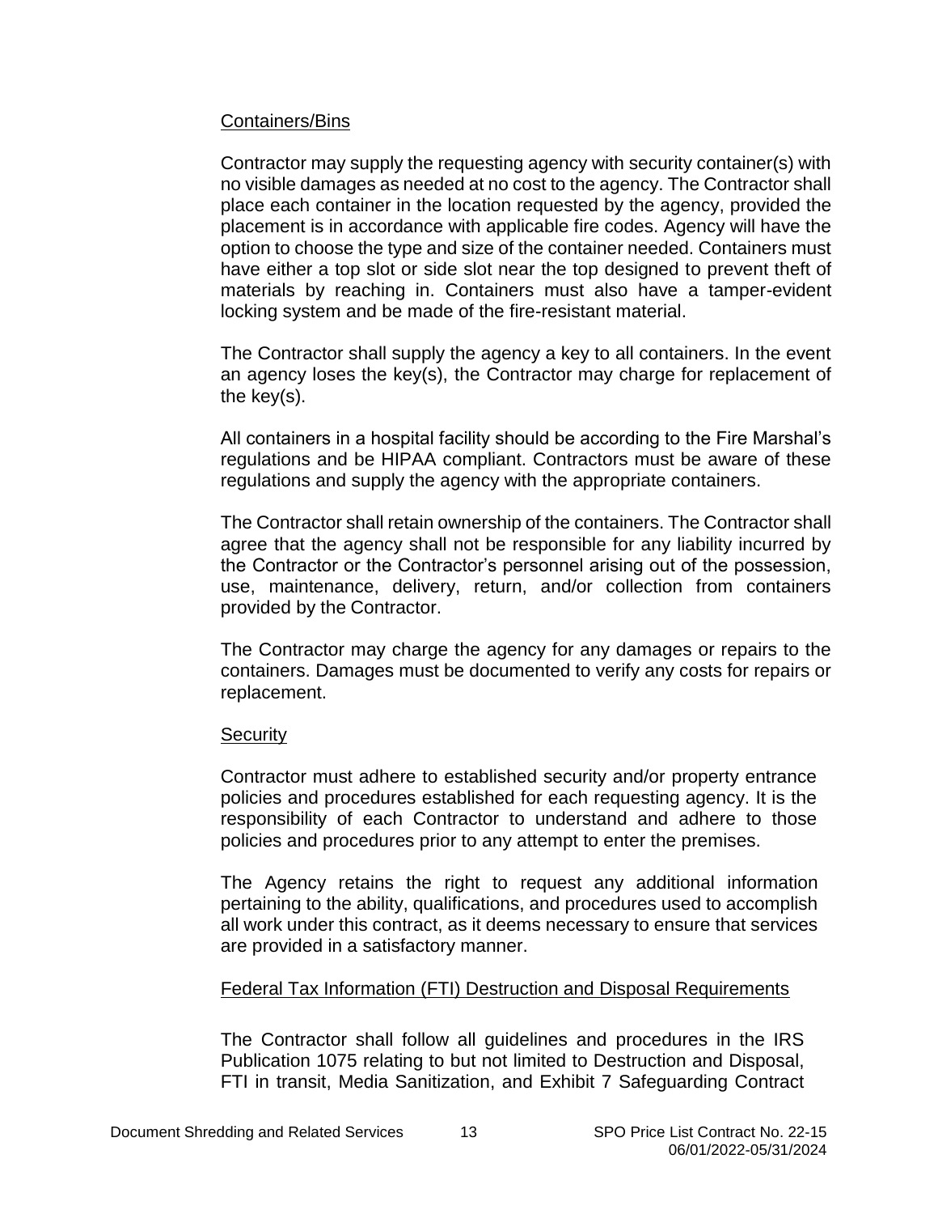Containers/Bins

Contractor may supply the requesting agency with security container(s) with no visible damages as needed at no cost to the agency. The Contractor shall place each container in the location requested by the agency, provided the placement is in accordance with applicable fire codes. Agency will have the option to choose the type and size of the container needed. Containers must have either a top slot or side slot near the top designed to prevent theft of materials by reaching in. Containers must also have a tamper-evident locking system and be made of the fire-resistant material.

The Contractor shall supply the agency a key to all containers. In the event an agency loses the key(s), the Contractor may charge for replacement of the key(s).

All containers in a hospital facility should be according to the Fire Marshal's regulations and be HIPAA compliant. Contractors must be aware of these regulations and supply the agency with the appropriate containers.

The Contractor shall retain ownership of the containers. The Contractor shall agree that the agency shall not be responsible for any liability incurred by the Contractor or the Contractor's personnel arising out of the possession, use, maintenance, delivery, return, and/or collection from containers provided by the Contractor.

The Contractor may charge the agency for any damages or repairs to the containers. Damages must be documented to verify any costs for repairs or replacement.

Security

Contractor must adhere to established security and/or property entrance policies and procedures established for each requesting agency. It is the responsibility of each Contractor to understand and adhere to those policies and procedures prior to any attempt to enter the premises.

The Agency retains the right to request any additional information pertaining to the ability, qualifications, and procedures used to accomplish all work under this contract, as it deems necessary to ensure that services are provided in a satisfactory manner.

Federal Tax Information (FTI) Destruction and Disposal Requirements

The Contractor shall follow all guidelines and procedures in the IRS Publication 1075 relating to but not limited to Destruction and Disposal, FTI in transit, Media Sanitization, and Exhibit 7 Safeguarding Contract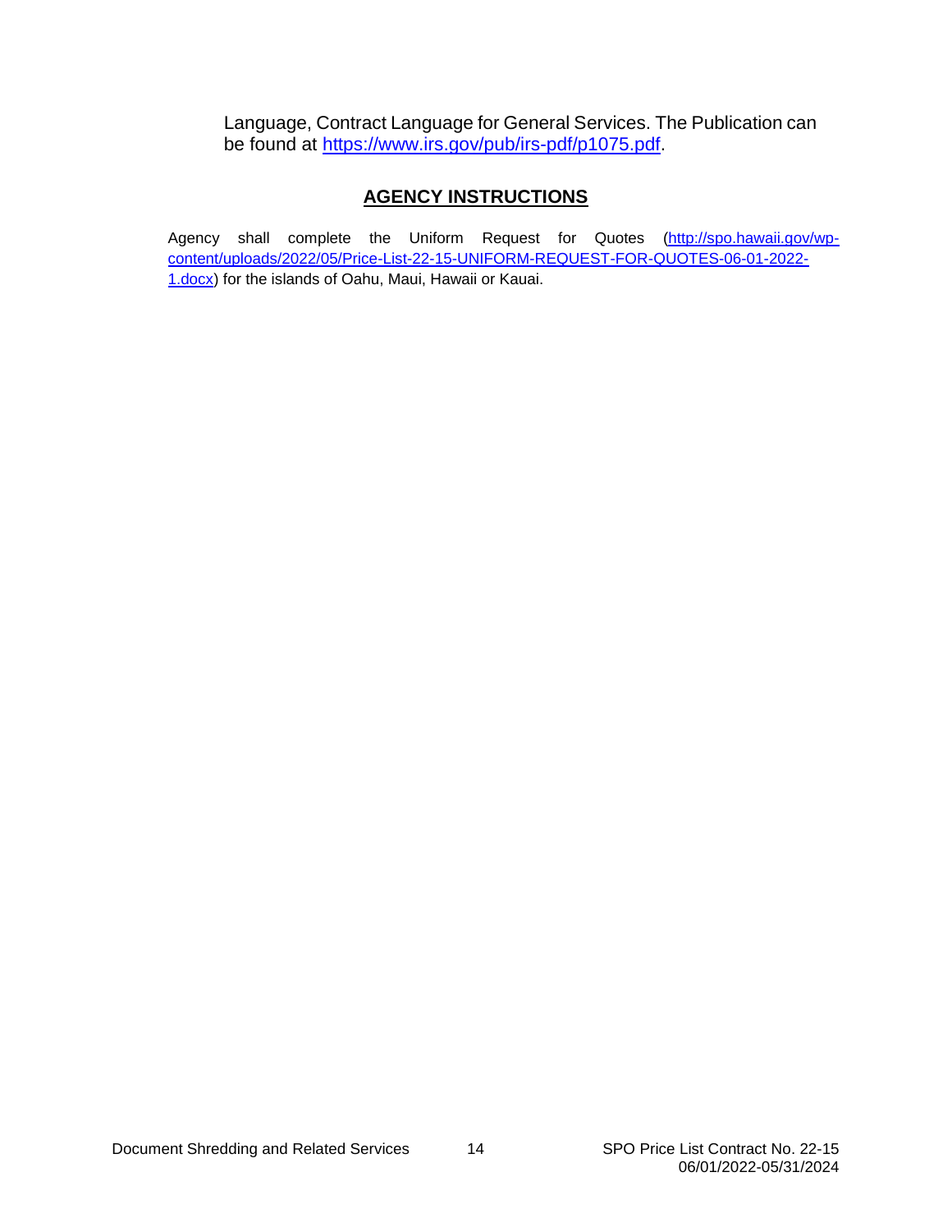Language, Contract Language for General Services. The Publication can be found at https://www.irs.gov/pub/irs-pdf/p1075.pdf.

## AGENCY INSTRUCTIONS

Agency shall complete the Uniform Request for Quotes (http://spo.hawaii.gov/wp-content/uploads/2022/05/Price-List-22-15-UNIFORM-REQUEST-FOR-QUOTES-06-01-2022-1.docx) for the islands of Oahu, Maui, Hawaii or Kauai.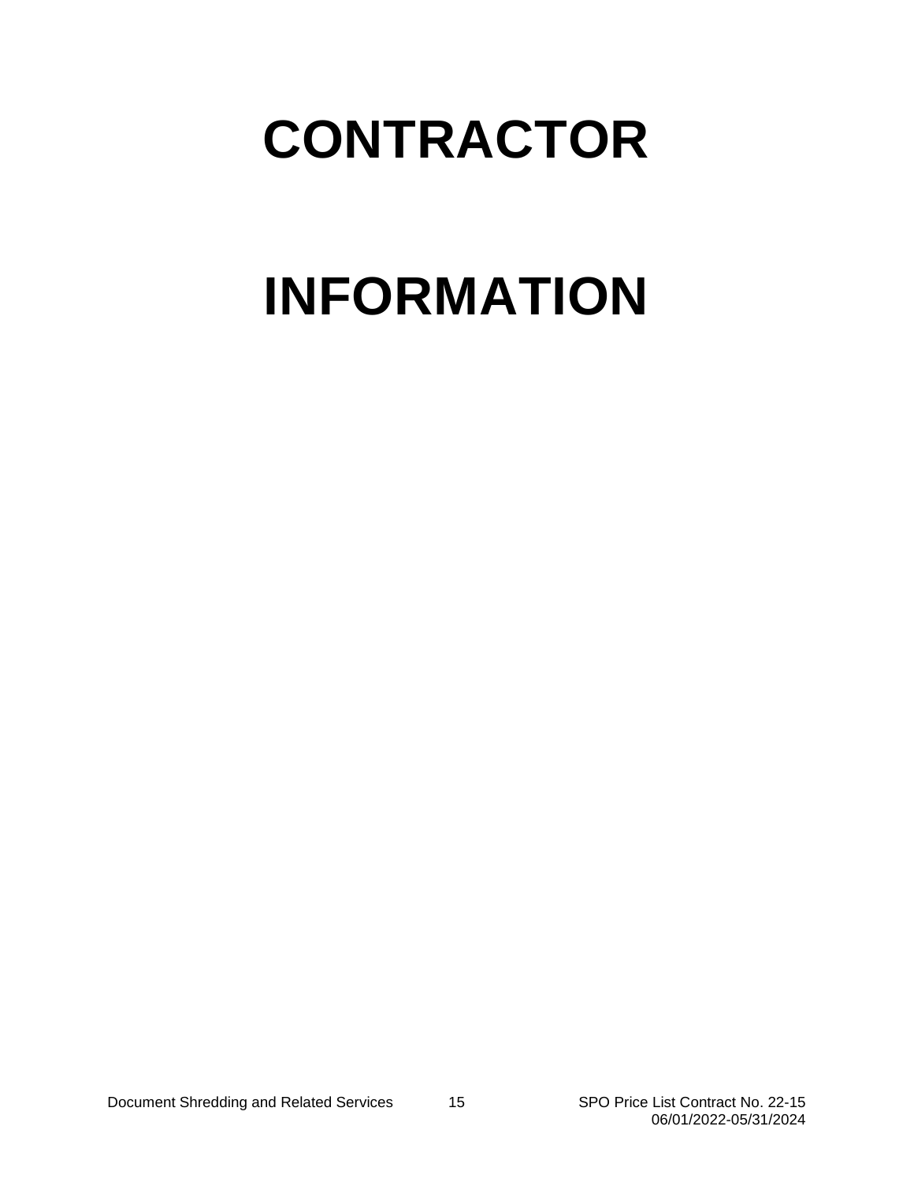# CONTRACTOR

# INFORMATION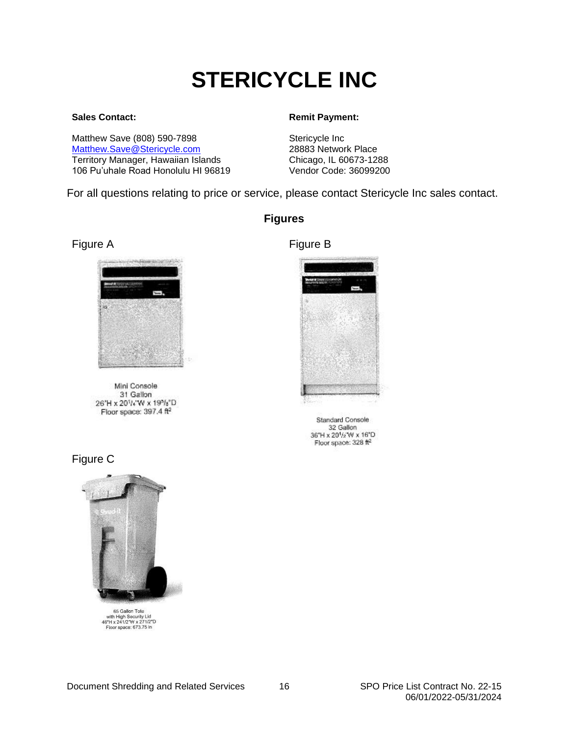# STERICYCLE INC

**Sales Contact:**

Matthew Save (808) 590-7898
Matthew.Save@Stericycle.com
Territory Manager, Hawaiian Islands
106 Pu'uhale Road Honolulu HI 96819

**Remit Payment:**

Stericycle Inc
28883 Network Place
Chicago, IL 60673-1288
Vendor Code: 36099200

For all questions relating to price or service, please contact Stericycle Inc sales contact.

## Figures

Figure A

Mini Console
31 Gallon
26"H x 20¼"W x 19⅝"D
Floor space: 397.4 ft²

Figure B

Standard Console
32 Gallon
36"H x 20½"W x 16"D
Floor space: 328 ft²

Figure C

65 Gallon Tote
with High Security Lid
46"H x 241/2"W x 271/2"D
Floor space: 673.75 in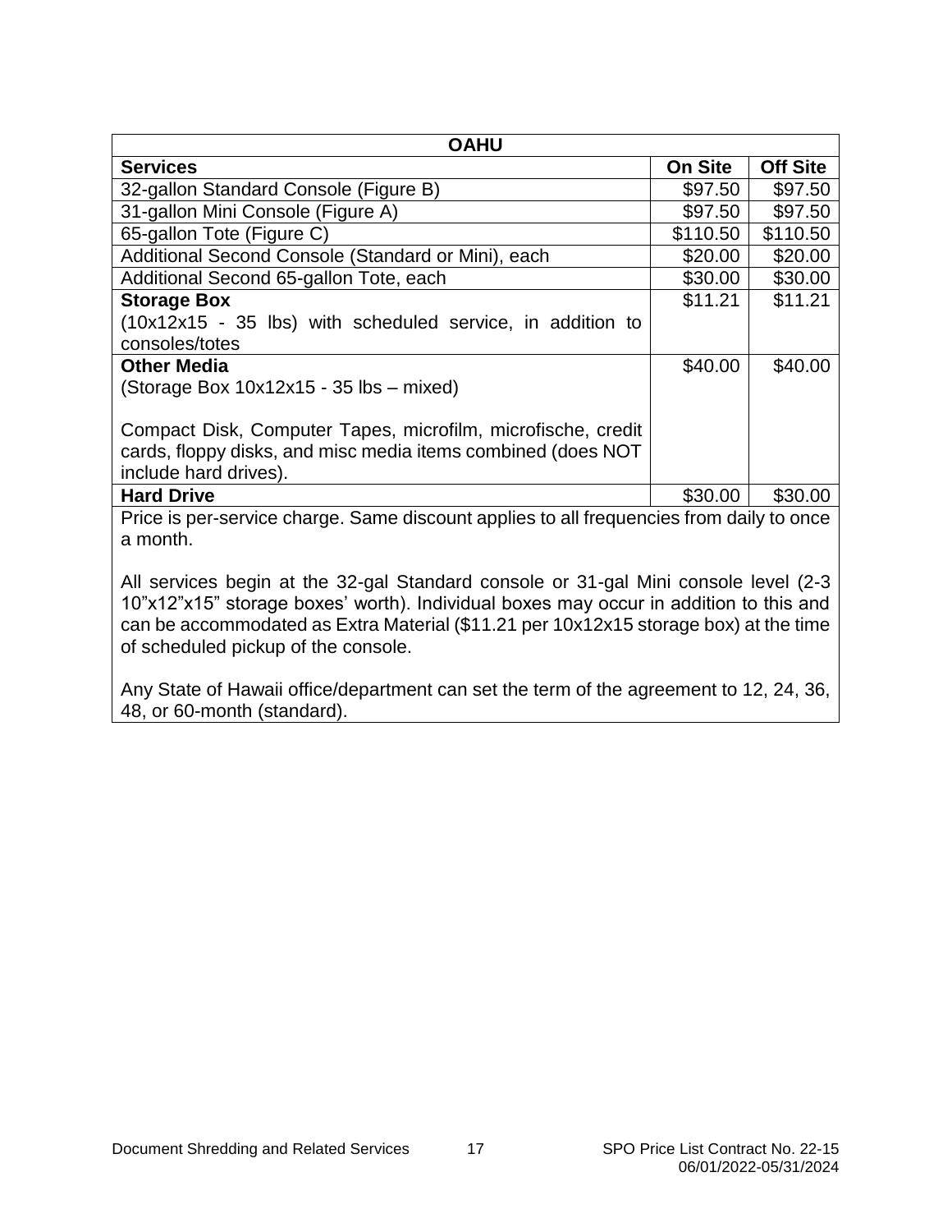| OAHU | | |
|---|---|---|
| **Services** | **On Site** | **Off Site** |
| 32-gallon Standard Console (Figure B) | $97.50 | $97.50 |
| 31-gallon Mini Console (Figure A) | $97.50 | $97.50 |
| 65-gallon Tote (Figure C) | $110.50 | $110.50 |
| Additional Second Console (Standard or Mini), each | $20.00 | $20.00 |
| Additional Second 65-gallon Tote, each | $30.00 | $30.00 |
| **Storage Box**<br>(10x12x15 - 35 lbs) with scheduled service, in addition to consoles/totes | $11.21 | $11.21 |
| **Other Media**<br>(Storage Box 10x12x15 - 35 lbs – mixed)<br><br>Compact Disk, Computer Tapes, microfilm, microfische, credit cards, floppy disks, and misc media items combined (does NOT include hard drives). | $40.00 | $40.00 |
| **Hard Drive** | $30.00 | $30.00 |

Price is per-service charge. Same discount applies to all frequencies from daily to once a month.

All services begin at the 32-gal Standard console or 31-gal Mini console level (2-3 10”x12”x15” storage boxes’ worth). Individual boxes may occur in addition to this and can be accommodated as Extra Material ($11.21 per 10x12x15 storage box) at the time of scheduled pickup of the console.

Any State of Hawaii office/department can set the term of the agreement to 12, 24, 36, 48, or 60-month (standard).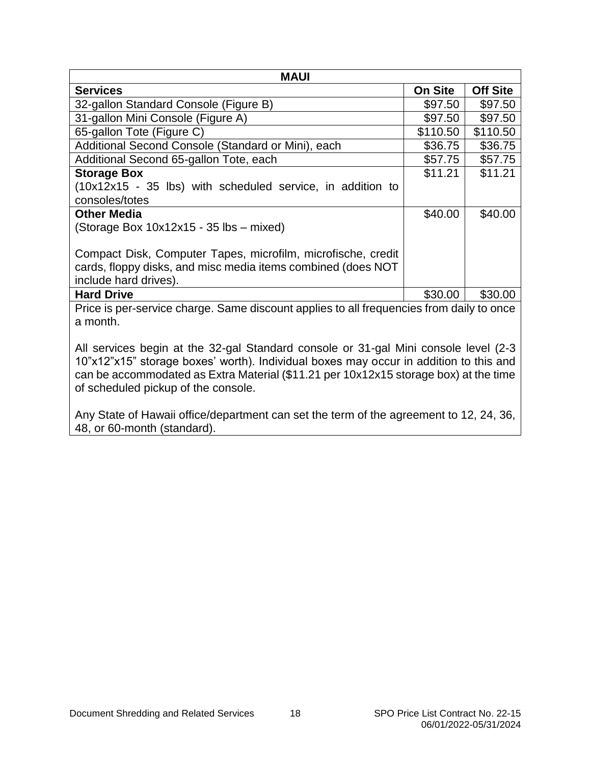| MAUI | | |
|---|---|---|
| **Services** | **On Site** | **Off Site** |
| 32-gallon Standard Console (Figure B) | $97.50 | $97.50 |
| 31-gallon Mini Console (Figure A) | $97.50 | $97.50 |
| 65-gallon Tote (Figure C) | $110.50 | $110.50 |
| Additional Second Console (Standard or Mini), each | $36.75 | $36.75 |
| Additional Second 65-gallon Tote, each | $57.75 | $57.75 |
| **Storage Box** (10x12x15 - 35 lbs) with scheduled service, in addition to consoles/totes | $11.21 | $11.21 |
| **Other Media** (Storage Box 10x12x15 - 35 lbs – mixed) Compact Disk, Computer Tapes, microfilm, microfische, credit cards, floppy disks, and misc media items combined (does NOT include hard drives). | $40.00 | $40.00 |
| **Hard Drive** | $30.00 | $30.00 |

Price is per-service charge. Same discount applies to all frequencies from daily to once a month.

All services begin at the 32-gal Standard console or 31-gal Mini console level (2-3 10"x12"x15" storage boxes' worth). Individual boxes may occur in addition to this and can be accommodated as Extra Material ($11.21 per 10x12x15 storage box) at the time of scheduled pickup of the console.

Any State of Hawaii office/department can set the term of the agreement to 12, 24, 36, 48, or 60-month (standard).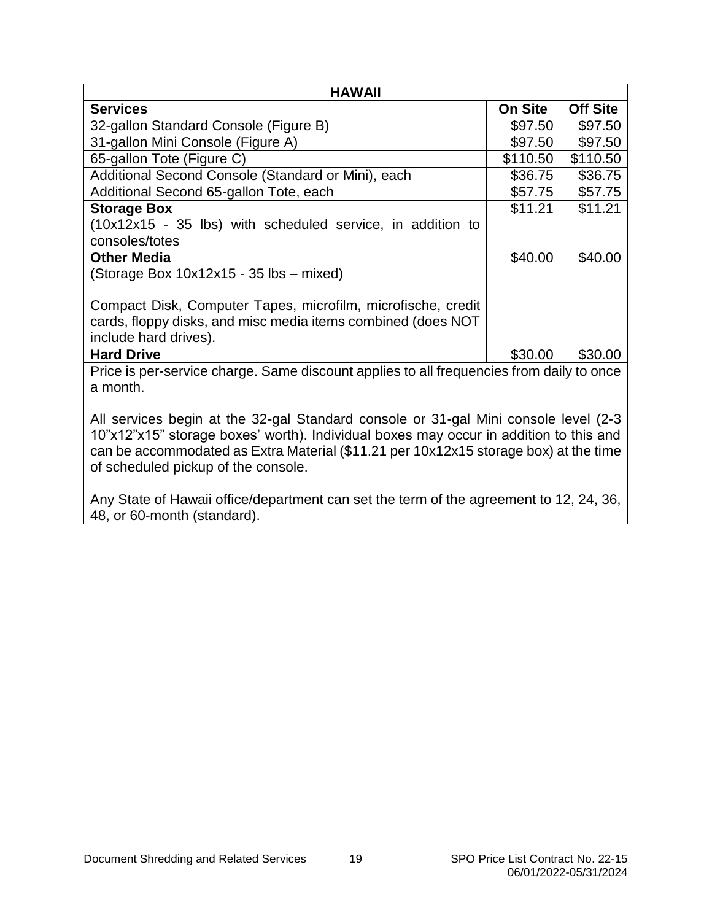| HAWAII | | |
|---|---|---|
| **Services** | **On Site** | **Off Site** |
| 32-gallon Standard Console (Figure B) | $97.50 | $97.50 |
| 31-gallon Mini Console (Figure A) | $97.50 | $97.50 |
| 65-gallon Tote (Figure C) | $110.50 | $110.50 |
| Additional Second Console (Standard or Mini), each | $36.75 | $36.75 |
| Additional Second 65-gallon Tote, each | $57.75 | $57.75 |
| **Storage Box**<br>(10x12x15 - 35 lbs) with scheduled service, in addition to consoles/totes | $11.21 | $11.21 |
| **Other Media**<br>(Storage Box 10x12x15 - 35 lbs – mixed)<br><br>Compact Disk, Computer Tapes, microfilm, microfische, credit cards, floppy disks, and misc media items combined (does NOT include hard drives). | $40.00 | $40.00 |
| **Hard Drive** | $30.00 | $30.00 |

Price is per-service charge. Same discount applies to all frequencies from daily to once a month.

All services begin at the 32-gal Standard console or 31-gal Mini console level (2-3 10"x12"x15" storage boxes' worth). Individual boxes may occur in addition to this and can be accommodated as Extra Material ($11.21 per 10x12x15 storage box) at the time of scheduled pickup of the console.

Any State of Hawaii office/department can set the term of the agreement to 12, 24, 36, 48, or 60-month (standard).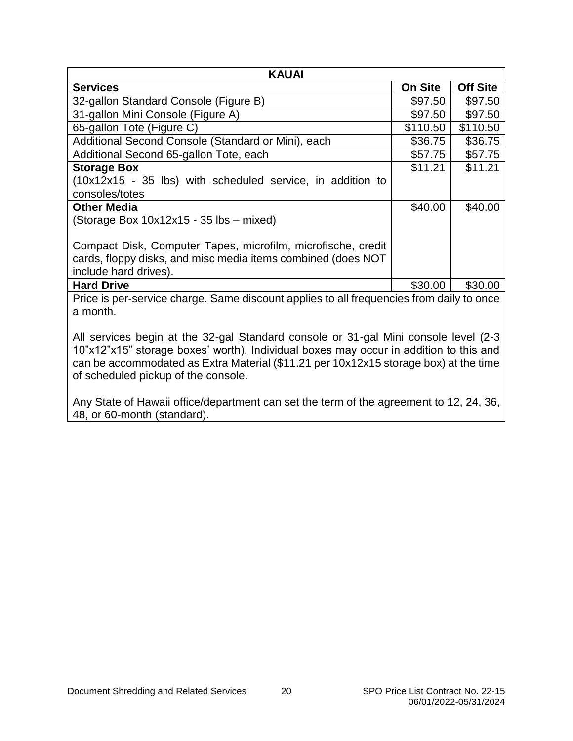| KAUAI | | |
|---|---|---|
| **Services** | **On Site** | **Off Site** |
| 32-gallon Standard Console (Figure B) | $97.50 | $97.50 |
| 31-gallon Mini Console (Figure A) | $97.50 | $97.50 |
| 65-gallon Tote (Figure C) | $110.50 | $110.50 |
| Additional Second Console (Standard or Mini), each | $36.75 | $36.75 |
| Additional Second 65-gallon Tote, each | $57.75 | $57.75 |
| **Storage Box**<br>(10x12x15 - 35 lbs) with scheduled service, in addition to consoles/totes | $11.21 | $11.21 |
| **Other Media**<br>(Storage Box 10x12x15 - 35 lbs – mixed)<br><br>Compact Disk, Computer Tapes, microfilm, microfische, credit cards, floppy disks, and misc media items combined (does NOT include hard drives). | $40.00 | $40.00 |
| **Hard Drive** | $30.00 | $30.00 |

Price is per-service charge. Same discount applies to all frequencies from daily to once a month.

All services begin at the 32-gal Standard console or 31-gal Mini console level (2-3 10”x12”x15” storage boxes’ worth). Individual boxes may occur in addition to this and can be accommodated as Extra Material ($11.21 per 10x12x15 storage box) at the time of scheduled pickup of the console.

Any State of Hawaii office/department can set the term of the agreement to 12, 24, 36, 48, or 60-month (standard).